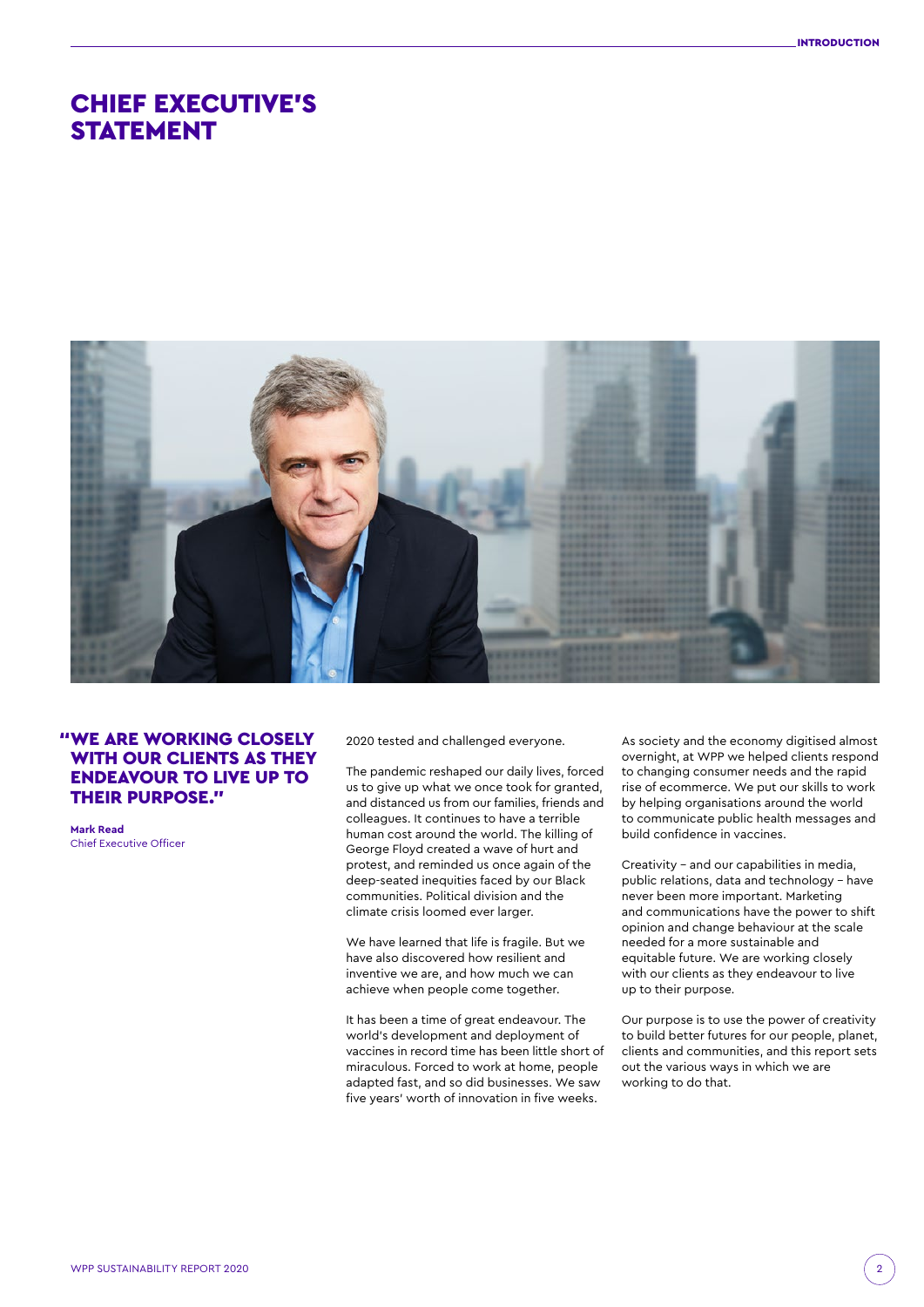# CHIEF EXECUTIVE'S STATEMENT

> **"WE ARE WORKING CLOSELY WITH OUR CLIENTS AS THEY ENDEAVOUR TO LIVE UP TO THEIR PURPOSE."**
>
> **Mark Read**
> Chief Executive Officer

2020 tested and challenged everyone.

The pandemic reshaped our daily lives, forced us to give up what we once took for granted, and distanced us from our families, friends and colleagues. It continues to have a terrible human cost around the world. The killing of George Floyd created a wave of hurt and protest, and reminded us once again of the deep-seated inequities faced by our Black communities. Political division and the climate crisis loomed ever larger.

We have learned that life is fragile. But we have also discovered how resilient and inventive we are, and how much we can achieve when people come together.

It has been a time of great endeavour. The world's development and deployment of vaccines in record time has been little short of miraculous. Forced to work at home, people adapted fast, and so did businesses. We saw five years' worth of innovation in five weeks.

As society and the economy digitised almost overnight, at WPP we helped clients respond to changing consumer needs and the rapid rise of ecommerce. We put our skills to work by helping organisations around the world to communicate public health messages and build confidence in vaccines.

Creativity – and our capabilities in media, public relations, data and technology – have never been more important. Marketing and communications have the power to shift opinion and change behaviour at the scale needed for a more sustainable and equitable future. We are working closely with our clients as they endeavour to live up to their purpose.

Our purpose is to use the power of creativity to build better futures for our people, planet, clients and communities, and this report sets out the various ways in which we are working to do that.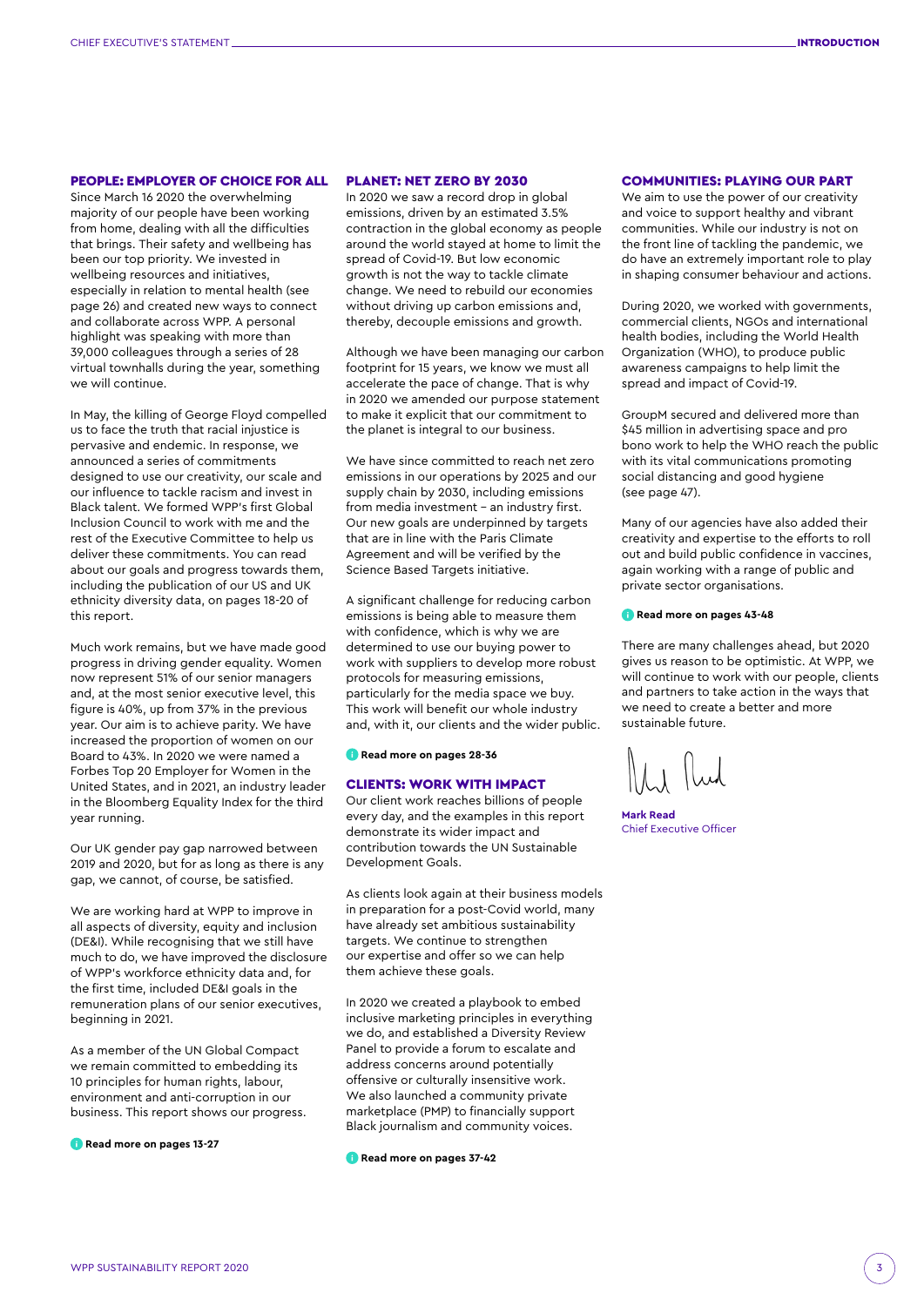## PEOPLE: EMPLOYER OF CHOICE FOR ALL

Since March 16 2020 the overwhelming majority of our people have been working from home, dealing with all the difficulties that brings. Their safety and wellbeing has been our top priority. We invested in wellbeing resources and initiatives, especially in relation to mental health (see page 26) and created new ways to connect and collaborate across WPP. A personal highlight was speaking with more than 39,000 colleagues through a series of 28 virtual townhalls during the year, something we will continue.

In May, the killing of George Floyd compelled us to face the truth that racial injustice is pervasive and endemic. In response, we announced a series of commitments designed to use our creativity, our scale and our influence to tackle racism and invest in Black talent. We formed WPP's first Global Inclusion Council to work with me and the rest of the Executive Committee to help us deliver these commitments. You can read about our goals and progress towards them, including the publication of our US and UK ethnicity diversity data, on pages 18-20 of this report.

Much work remains, but we have made good progress in driving gender equality. Women now represent 51% of our senior managers and, at the most senior executive level, this figure is 40%, up from 37% in the previous year. Our aim is to achieve parity. We have increased the proportion of women on our Board to 43%. In 2020 we were named a Forbes Top 20 Employer for Women in the United States, and in 2021, an industry leader in the Bloomberg Equality Index for the third year running.

Our UK gender pay gap narrowed between 2019 and 2020, but for as long as there is any gap, we cannot, of course, be satisfied.

We are working hard at WPP to improve in all aspects of diversity, equity and inclusion (DE&I). While recognising that we still have much to do, we have improved the disclosure of WPP's workforce ethnicity data and, for the first time, included DE&I goals in the remuneration plans of our senior executives, beginning in 2021.

As a member of the UN Global Compact we remain committed to embedding its 10 principles for human rights, labour, environment and anti-corruption in our business. This report shows our progress.

**Read more on pages 13-27**

## PLANET: NET ZERO BY 2030

In 2020 we saw a record drop in global emissions, driven by an estimated 3.5% contraction in the global economy as people around the world stayed at home to limit the spread of Covid-19. But low economic growth is not the way to tackle climate change. We need to rebuild our economies without driving up carbon emissions and, thereby, decouple emissions and growth.

Although we have been managing our carbon footprint for 15 years, we know we must all accelerate the pace of change. That is why in 2020 we amended our purpose statement to make it explicit that our commitment to the planet is integral to our business.

We have since committed to reach net zero emissions in our operations by 2025 and our supply chain by 2030, including emissions from media investment – an industry first. Our new goals are underpinned by targets that are in line with the Paris Climate Agreement and will be verified by the Science Based Targets initiative.

A significant challenge for reducing carbon emissions is being able to measure them with confidence, which is why we are determined to use our buying power to work with suppliers to develop more robust protocols for measuring emissions, particularly for the media space we buy. This work will benefit our whole industry and, with it, our clients and the wider public.

**Read more on pages 28-36**

## CLIENTS: WORK WITH IMPACT

Our client work reaches billions of people every day, and the examples in this report demonstrate its wider impact and contribution towards the UN Sustainable Development Goals.

As clients look again at their business models in preparation for a post-Covid world, many have already set ambitious sustainability targets. We continue to strengthen our expertise and offer so we can help them achieve these goals.

In 2020 we created a playbook to embed inclusive marketing principles in everything we do, and established a Diversity Review Panel to provide a forum to escalate and address concerns around potentially offensive or culturally insensitive work. We also launched a community private marketplace (PMP) to financially support Black journalism and community voices.

**Read more on pages 37-42**

## COMMUNITIES: PLAYING OUR PART

We aim to use the power of our creativity and voice to support healthy and vibrant communities. While our industry is not on the front line of tackling the pandemic, we do have an extremely important role to play in shaping consumer behaviour and actions.

During 2020, we worked with governments, commercial clients, NGOs and international health bodies, including the World Health Organization (WHO), to produce public awareness campaigns to help limit the spread and impact of Covid-19.

GroupM secured and delivered more than $45 million in advertising space and pro bono work to help the WHO reach the public with its vital communications promoting social distancing and good hygiene (see page 47).

Many of our agencies have also added their creativity and expertise to the efforts to roll out and build public confidence in vaccines, again working with a range of public and private sector organisations.

**Read more on pages 43-48**

There are many challenges ahead, but 2020 gives us reason to be optimistic. At WPP, we will continue to work with our people, clients and partners to take action in the ways that we need to create a better and more sustainable future.

**Mark Read**
Chief Executive Officer